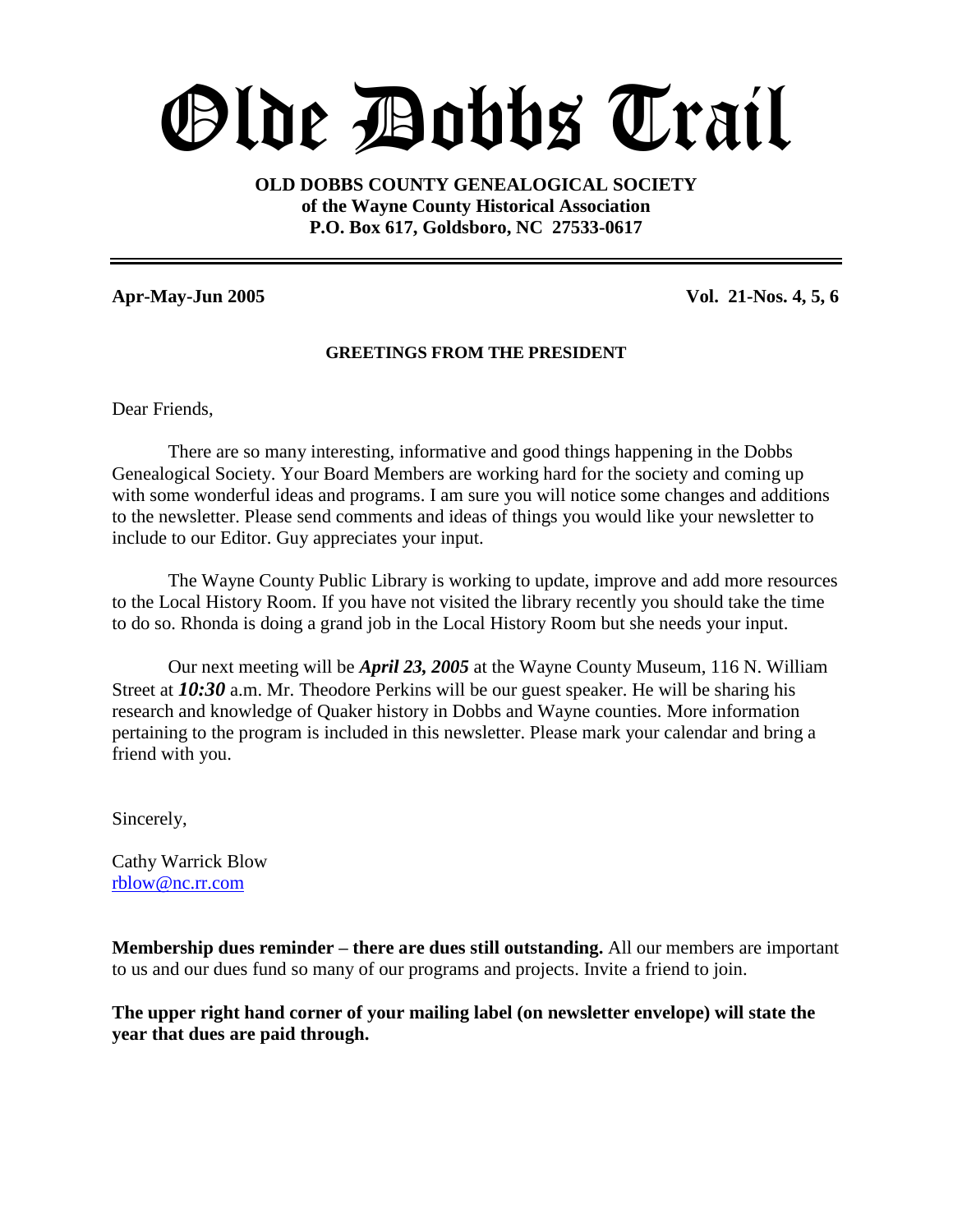# Olde Dobbs Trail

**OLD DOBBS COUNTY GENEALOGICAL SOCIETY**
**of the Wayne County Historical Association**
**P.O. Box 617, Goldsboro, NC 27533-0617**

---

**Apr-May-Jun 2005** **Vol. 21-Nos. 4, 5, 6**

## GREETINGS FROM THE PRESIDENT

Dear Friends,

There are so many interesting, informative and good things happening in the Dobbs Genealogical Society. Your Board Members are working hard for the society and coming up with some wonderful ideas and programs. I am sure you will notice some changes and additions to the newsletter. Please send comments and ideas of things you would like your newsletter to include to our Editor. Guy appreciates your input.

The Wayne County Public Library is working to update, improve and add more resources to the Local History Room. If you have not visited the library recently you should take the time to do so. Rhonda is doing a grand job in the Local History Room but she needs your input.

Our next meeting will be ***April 23, 2005*** at the Wayne County Museum, 116 N. William Street at ***10:30*** a.m. Mr. Theodore Perkins will be our guest speaker. He will be sharing his research and knowledge of Quaker history in Dobbs and Wayne counties. More information pertaining to the program is included in this newsletter. Please mark your calendar and bring a friend with you.

Sincerely,

Cathy Warrick Blow
rblow@nc.rr.com

**Membership dues reminder – there are dues still outstanding.** All our members are important to us and our dues fund so many of our programs and projects. Invite a friend to join.

**The upper right hand corner of your mailing label (on newsletter envelope) will state the year that dues are paid through.**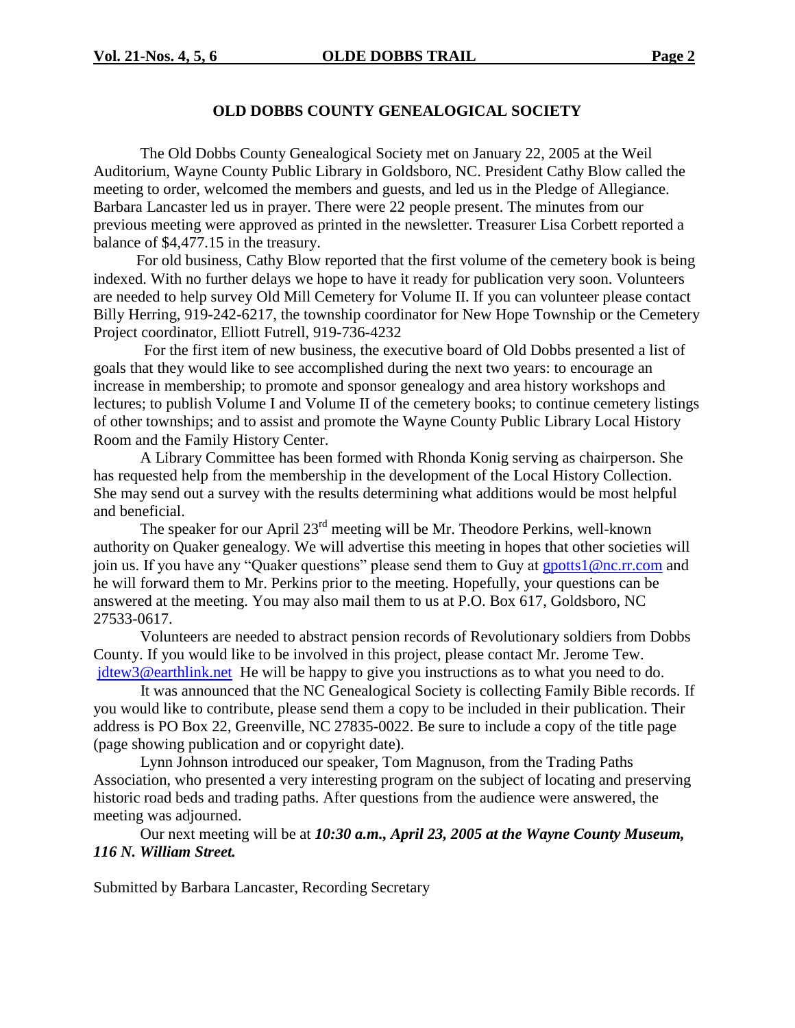## OLD DOBBS COUNTY GENEALOGICAL SOCIETY

The Old Dobbs County Genealogical Society met on January 22, 2005 at the Weil Auditorium, Wayne County Public Library in Goldsboro, NC. President Cathy Blow called the meeting to order, welcomed the members and guests, and led us in the Pledge of Allegiance. Barbara Lancaster led us in prayer. There were 22 people present. The minutes from our previous meeting were approved as printed in the newsletter. Treasurer Lisa Corbett reported a balance of $4,477.15 in the treasury.

For old business, Cathy Blow reported that the first volume of the cemetery book is being indexed. With no further delays we hope to have it ready for publication very soon. Volunteers are needed to help survey Old Mill Cemetery for Volume II. If you can volunteer please contact Billy Herring, 919-242-6217, the township coordinator for New Hope Township or the Cemetery Project coordinator, Elliott Futrell, 919-736-4232

For the first item of new business, the executive board of Old Dobbs presented a list of goals that they would like to see accomplished during the next two years: to encourage an increase in membership; to promote and sponsor genealogy and area history workshops and lectures; to publish Volume I and Volume II of the cemetery books; to continue cemetery listings of other townships; and to assist and promote the Wayne County Public Library Local History Room and the Family History Center.

A Library Committee has been formed with Rhonda Konig serving as chairperson. She has requested help from the membership in the development of the Local History Collection. She may send out a survey with the results determining what additions would be most helpful and beneficial.

The speaker for our April 23rd meeting will be Mr. Theodore Perkins, well-known authority on Quaker genealogy. We will advertise this meeting in hopes that other societies will join us. If you have any "Quaker questions" please send them to Guy at gpotts1@nc.rr.com and he will forward them to Mr. Perkins prior to the meeting. Hopefully, your questions can be answered at the meeting. You may also mail them to us at P.O. Box 617, Goldsboro, NC 27533-0617.

Volunteers are needed to abstract pension records of Revolutionary soldiers from Dobbs County. If you would like to be involved in this project, please contact Mr. Jerome Tew. jdtew3@earthlink.net He will be happy to give you instructions as to what you need to do.

It was announced that the NC Genealogical Society is collecting Family Bible records. If you would like to contribute, please send them a copy to be included in their publication. Their address is PO Box 22, Greenville, NC 27835-0022. Be sure to include a copy of the title page (page showing publication and or copyright date).

Lynn Johnson introduced our speaker, Tom Magnuson, from the Trading Paths Association, who presented a very interesting program on the subject of locating and preserving historic road beds and trading paths. After questions from the audience were answered, the meeting was adjourned.

Our next meeting will be at ***10:30 a.m., April 23, 2005 at the Wayne County Museum, 116 N. William Street.***

Submitted by Barbara Lancaster, Recording Secretary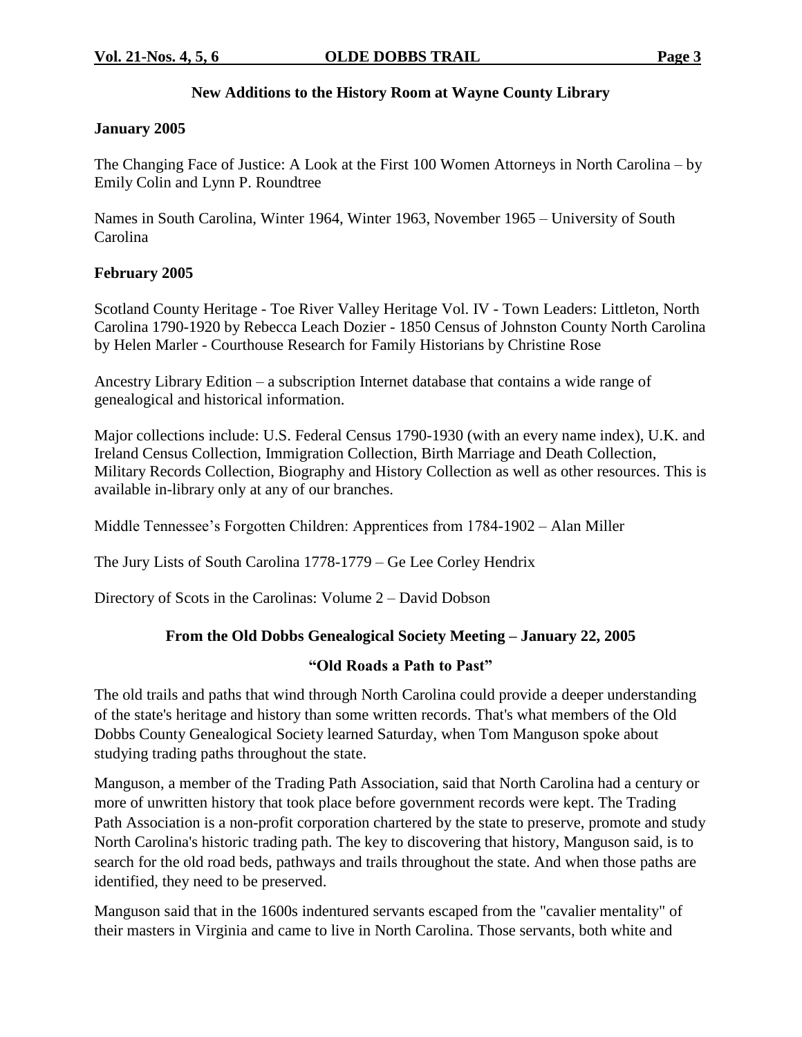## New Additions to the History Room at Wayne County Library

**January 2005**

The Changing Face of Justice: A Look at the First 100 Women Attorneys in North Carolina – by Emily Colin and Lynn P. Roundtree

Names in South Carolina, Winter 1964, Winter 1963, November 1965 – University of South Carolina

**February 2005**

Scotland County Heritage - Toe River Valley Heritage Vol. IV - Town Leaders: Littleton, North Carolina 1790-1920 by Rebecca Leach Dozier - 1850 Census of Johnston County North Carolina by Helen Marler - Courthouse Research for Family Historians by Christine Rose

Ancestry Library Edition – a subscription Internet database that contains a wide range of genealogical and historical information.

Major collections include: U.S. Federal Census 1790-1930 (with an every name index), U.K. and Ireland Census Collection, Immigration Collection, Birth Marriage and Death Collection, Military Records Collection, Biography and History Collection as well as other resources. This is available in-library only at any of our branches.

Middle Tennessee's Forgotten Children: Apprentices from 1784-1902 – Alan Miller

The Jury Lists of South Carolina 1778-1779 – Ge Lee Corley Hendrix

Directory of Scots in the Carolinas: Volume 2 – David Dobson

## From the Old Dobbs Genealogical Society Meeting – January 22, 2005

### "Old Roads a Path to Past"

The old trails and paths that wind through North Carolina could provide a deeper understanding of the state's heritage and history than some written records. That's what members of the Old Dobbs County Genealogical Society learned Saturday, when Tom Manguson spoke about studying trading paths throughout the state.

Manguson, a member of the Trading Path Association, said that North Carolina had a century or more of unwritten history that took place before government records were kept. The Trading Path Association is a non-profit corporation chartered by the state to preserve, promote and study North Carolina's historic trading path. The key to discovering that history, Manguson said, is to search for the old road beds, pathways and trails throughout the state. And when those paths are identified, they need to be preserved.

Manguson said that in the 1600s indentured servants escaped from the "cavalier mentality" of their masters in Virginia and came to live in North Carolina. Those servants, both white and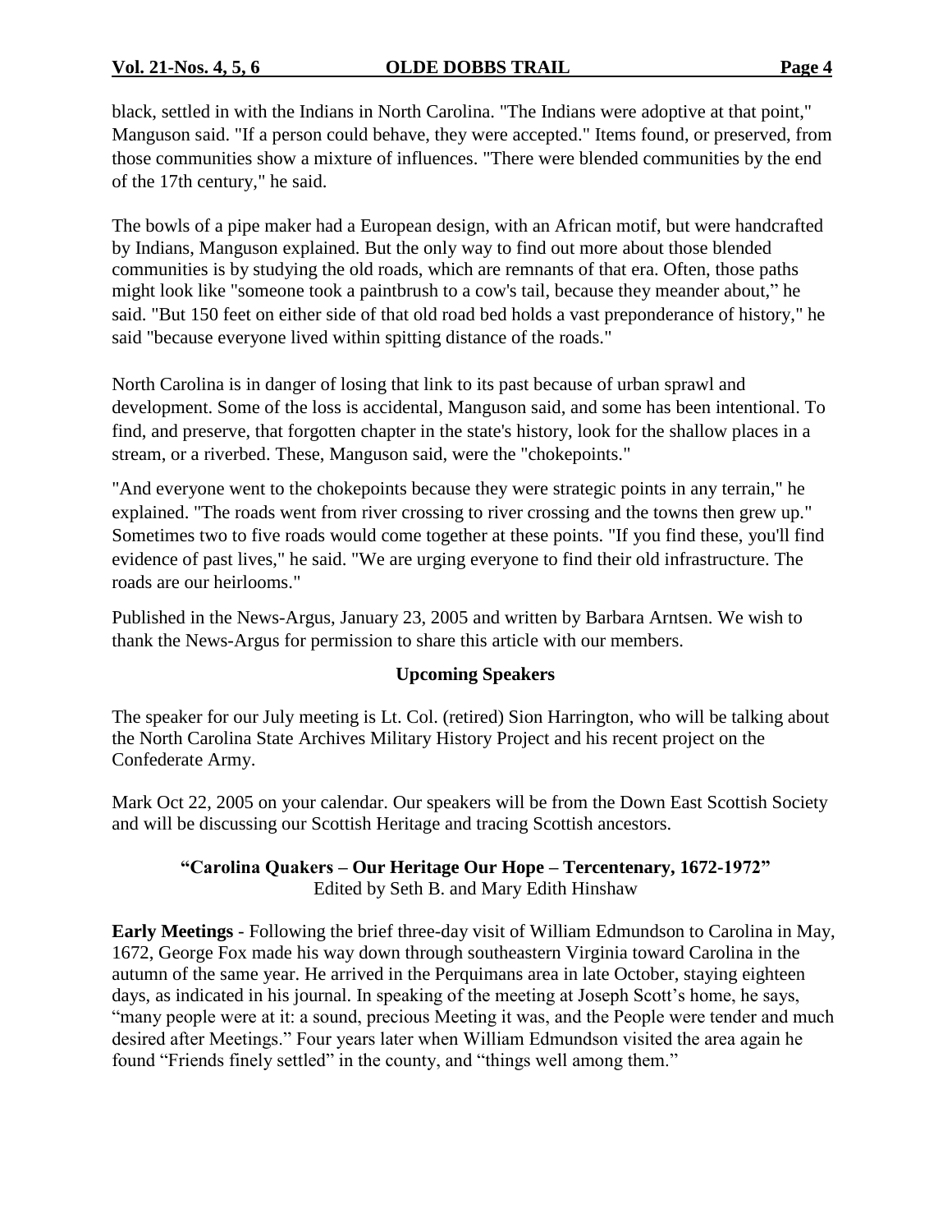black, settled in with the Indians in North Carolina. "The Indians were adoptive at that point," Manguson said. "If a person could behave, they were accepted." Items found, or preserved, from those communities show a mixture of influences. "There were blended communities by the end of the 17th century," he said.

The bowls of a pipe maker had a European design, with an African motif, but were handcrafted by Indians, Manguson explained. But the only way to find out more about those blended communities is by studying the old roads, which are remnants of that era. Often, those paths might look like "someone took a paintbrush to a cow's tail, because they meander about," he said. "But 150 feet on either side of that old road bed holds a vast preponderance of history," he said "because everyone lived within spitting distance of the roads."

North Carolina is in danger of losing that link to its past because of urban sprawl and development. Some of the loss is accidental, Manguson said, and some has been intentional. To find, and preserve, that forgotten chapter in the state's history, look for the shallow places in a stream, or a riverbed. These, Manguson said, were the "chokepoints."

"And everyone went to the chokepoints because they were strategic points in any terrain," he explained. "The roads went from river crossing to river crossing and the towns then grew up." Sometimes two to five roads would come together at these points. "If you find these, you'll find evidence of past lives," he said. "We are urging everyone to find their old infrastructure. The roads are our heirlooms."

Published in the News-Argus, January 23, 2005 and written by Barbara Arntsen. We wish to thank the News-Argus for permission to share this article with our members.

## Upcoming Speakers

The speaker for our July meeting is Lt. Col. (retired) Sion Harrington, who will be talking about the North Carolina State Archives Military History Project and his recent project on the Confederate Army.

Mark Oct 22, 2005 on your calendar. Our speakers will be from the Down East Scottish Society and will be discussing our Scottish Heritage and tracing Scottish ancestors.

## "Carolina Quakers – Our Heritage Our Hope – Tercentenary, 1672-1972"

Edited by Seth B. and Mary Edith Hinshaw

**Early Meetings** - Following the brief three-day visit of William Edmundson to Carolina in May, 1672, George Fox made his way down through southeastern Virginia toward Carolina in the autumn of the same year. He arrived in the Perquimans area in late October, staying eighteen days, as indicated in his journal. In speaking of the meeting at Joseph Scott's home, he says, "many people were at it: a sound, precious Meeting it was, and the People were tender and much desired after Meetings." Four years later when William Edmundson visited the area again he found "Friends finely settled" in the county, and "things well among them."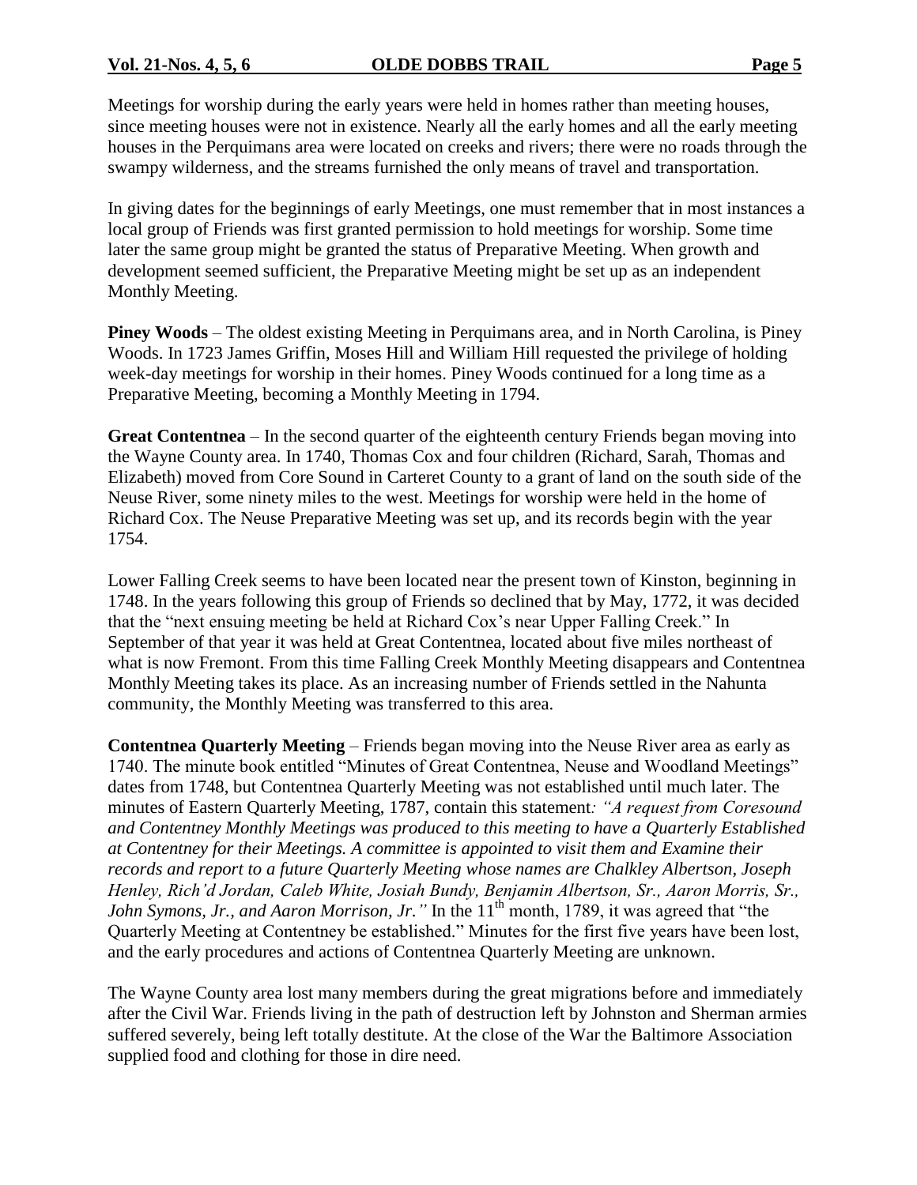Meetings for worship during the early years were held in homes rather than meeting houses, since meeting houses were not in existence. Nearly all the early homes and all the early meeting houses in the Perquimans area were located on creeks and rivers; there were no roads through the swampy wilderness, and the streams furnished the only means of travel and transportation.

In giving dates for the beginnings of early Meetings, one must remember that in most instances a local group of Friends was first granted permission to hold meetings for worship. Some time later the same group might be granted the status of Preparative Meeting. When growth and development seemed sufficient, the Preparative Meeting might be set up as an independent Monthly Meeting.

**Piney Woods** – The oldest existing Meeting in Perquimans area, and in North Carolina, is Piney Woods. In 1723 James Griffin, Moses Hill and William Hill requested the privilege of holding week-day meetings for worship in their homes. Piney Woods continued for a long time as a Preparative Meeting, becoming a Monthly Meeting in 1794.

**Great Contentnea** – In the second quarter of the eighteenth century Friends began moving into the Wayne County area. In 1740, Thomas Cox and four children (Richard, Sarah, Thomas and Elizabeth) moved from Core Sound in Carteret County to a grant of land on the south side of the Neuse River, some ninety miles to the west. Meetings for worship were held in the home of Richard Cox. The Neuse Preparative Meeting was set up, and its records begin with the year 1754.

Lower Falling Creek seems to have been located near the present town of Kinston, beginning in 1748. In the years following this group of Friends so declined that by May, 1772, it was decided that the "next ensuing meeting be held at Richard Cox's near Upper Falling Creek." In September of that year it was held at Great Contentnea, located about five miles northeast of what is now Fremont. From this time Falling Creek Monthly Meeting disappears and Contentnea Monthly Meeting takes its place. As an increasing number of Friends settled in the Nahunta community, the Monthly Meeting was transferred to this area.

**Contentnea Quarterly Meeting** – Friends began moving into the Neuse River area as early as 1740. The minute book entitled "Minutes of Great Contentnea, Neuse and Woodland Meetings" dates from 1748, but Contentnea Quarterly Meeting was not established until much later. The minutes of Eastern Quarterly Meeting, 1787, contain this statement*: "A request from Coresound and Contentney Monthly Meetings was produced to this meeting to have a Quarterly Established at Contentney for their Meetings. A committee is appointed to visit them and Examine their records and report to a future Quarterly Meeting whose names are Chalkley Albertson, Joseph Henley, Rich'd Jordan, Caleb White, Josiah Bundy, Benjamin Albertson, Sr., Aaron Morris, Sr., John Symons, Jr., and Aaron Morrison, Jr."* In the 11th month, 1789, it was agreed that "the Quarterly Meeting at Contentney be established." Minutes for the first five years have been lost, and the early procedures and actions of Contentnea Quarterly Meeting are unknown.

The Wayne County area lost many members during the great migrations before and immediately after the Civil War. Friends living in the path of destruction left by Johnston and Sherman armies suffered severely, being left totally destitute. At the close of the War the Baltimore Association supplied food and clothing for those in dire need.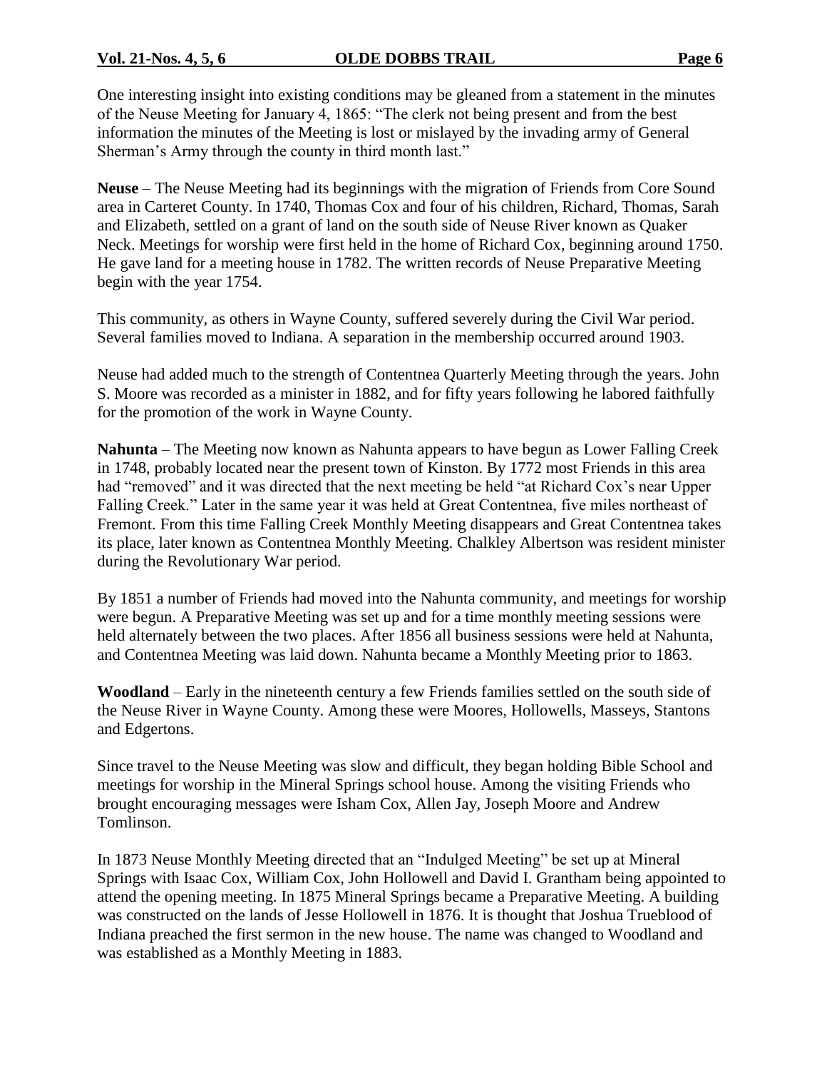One interesting insight into existing conditions may be gleaned from a statement in the minutes of the Neuse Meeting for January 4, 1865: "The clerk not being present and from the best information the minutes of the Meeting is lost or mislayed by the invading army of General Sherman's Army through the county in third month last."

**Neuse** – The Neuse Meeting had its beginnings with the migration of Friends from Core Sound area in Carteret County. In 1740, Thomas Cox and four of his children, Richard, Thomas, Sarah and Elizabeth, settled on a grant of land on the south side of Neuse River known as Quaker Neck. Meetings for worship were first held in the home of Richard Cox, beginning around 1750. He gave land for a meeting house in 1782. The written records of Neuse Preparative Meeting begin with the year 1754.

This community, as others in Wayne County, suffered severely during the Civil War period. Several families moved to Indiana. A separation in the membership occurred around 1903.

Neuse had added much to the strength of Contentnea Quarterly Meeting through the years. John S. Moore was recorded as a minister in 1882, and for fifty years following he labored faithfully for the promotion of the work in Wayne County.

**Nahunta** – The Meeting now known as Nahunta appears to have begun as Lower Falling Creek in 1748, probably located near the present town of Kinston. By 1772 most Friends in this area had "removed" and it was directed that the next meeting be held "at Richard Cox's near Upper Falling Creek." Later in the same year it was held at Great Contentnea, five miles northeast of Fremont. From this time Falling Creek Monthly Meeting disappears and Great Contentnea takes its place, later known as Contentnea Monthly Meeting. Chalkley Albertson was resident minister during the Revolutionary War period.

By 1851 a number of Friends had moved into the Nahunta community, and meetings for worship were begun. A Preparative Meeting was set up and for a time monthly meeting sessions were held alternately between the two places. After 1856 all business sessions were held at Nahunta, and Contentnea Meeting was laid down. Nahunta became a Monthly Meeting prior to 1863.

**Woodland** – Early in the nineteenth century a few Friends families settled on the south side of the Neuse River in Wayne County. Among these were Moores, Hollowells, Masseys, Stantons and Edgertons.

Since travel to the Neuse Meeting was slow and difficult, they began holding Bible School and meetings for worship in the Mineral Springs school house. Among the visiting Friends who brought encouraging messages were Isham Cox, Allen Jay, Joseph Moore and Andrew Tomlinson.

In 1873 Neuse Monthly Meeting directed that an "Indulged Meeting" be set up at Mineral Springs with Isaac Cox, William Cox, John Hollowell and David I. Grantham being appointed to attend the opening meeting. In 1875 Mineral Springs became a Preparative Meeting. A building was constructed on the lands of Jesse Hollowell in 1876. It is thought that Joshua Trueblood of Indiana preached the first sermon in the new house. The name was changed to Woodland and was established as a Monthly Meeting in 1883.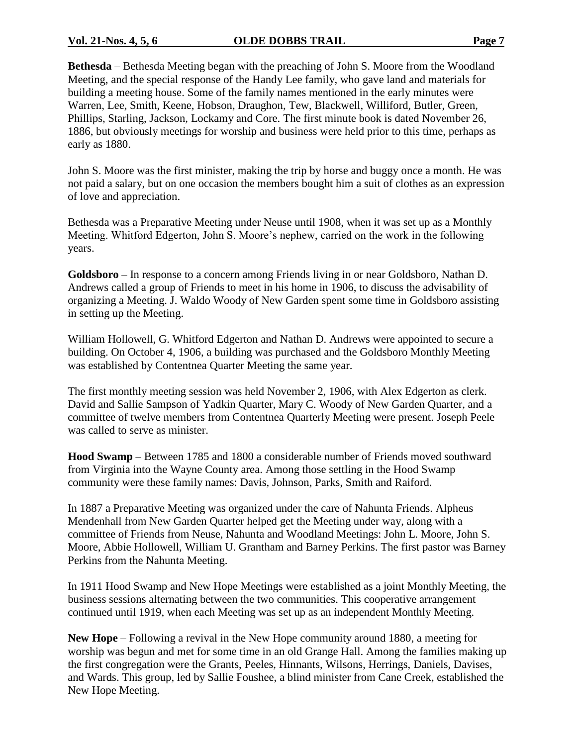**Bethesda** – Bethesda Meeting began with the preaching of John S. Moore from the Woodland Meeting, and the special response of the Handy Lee family, who gave land and materials for building a meeting house. Some of the family names mentioned in the early minutes were Warren, Lee, Smith, Keene, Hobson, Draughon, Tew, Blackwell, Williford, Butler, Green, Phillips, Starling, Jackson, Lockamy and Core. The first minute book is dated November 26, 1886, but obviously meetings for worship and business were held prior to this time, perhaps as early as 1880.

John S. Moore was the first minister, making the trip by horse and buggy once a month. He was not paid a salary, but on one occasion the members bought him a suit of clothes as an expression of love and appreciation.

Bethesda was a Preparative Meeting under Neuse until 1908, when it was set up as a Monthly Meeting. Whitford Edgerton, John S. Moore's nephew, carried on the work in the following years.

**Goldsboro** – In response to a concern among Friends living in or near Goldsboro, Nathan D. Andrews called a group of Friends to meet in his home in 1906, to discuss the advisability of organizing a Meeting. J. Waldo Woody of New Garden spent some time in Goldsboro assisting in setting up the Meeting.

William Hollowell, G. Whitford Edgerton and Nathan D. Andrews were appointed to secure a building. On October 4, 1906, a building was purchased and the Goldsboro Monthly Meeting was established by Contentnea Quarter Meeting the same year.

The first monthly meeting session was held November 2, 1906, with Alex Edgerton as clerk. David and Sallie Sampson of Yadkin Quarter, Mary C. Woody of New Garden Quarter, and a committee of twelve members from Contentnea Quarterly Meeting were present. Joseph Peele was called to serve as minister.

**Hood Swamp** – Between 1785 and 1800 a considerable number of Friends moved southward from Virginia into the Wayne County area. Among those settling in the Hood Swamp community were these family names: Davis, Johnson, Parks, Smith and Raiford.

In 1887 a Preparative Meeting was organized under the care of Nahunta Friends. Alpheus Mendenhall from New Garden Quarter helped get the Meeting under way, along with a committee of Friends from Neuse, Nahunta and Woodland Meetings: John L. Moore, John S. Moore, Abbie Hollowell, William U. Grantham and Barney Perkins. The first pastor was Barney Perkins from the Nahunta Meeting.

In 1911 Hood Swamp and New Hope Meetings were established as a joint Monthly Meeting, the business sessions alternating between the two communities. This cooperative arrangement continued until 1919, when each Meeting was set up as an independent Monthly Meeting.

**New Hope** – Following a revival in the New Hope community around 1880, a meeting for worship was begun and met for some time in an old Grange Hall. Among the families making up the first congregation were the Grants, Peeles, Hinnants, Wilsons, Herrings, Daniels, Davises, and Wards. This group, led by Sallie Foushee, a blind minister from Cane Creek, established the New Hope Meeting.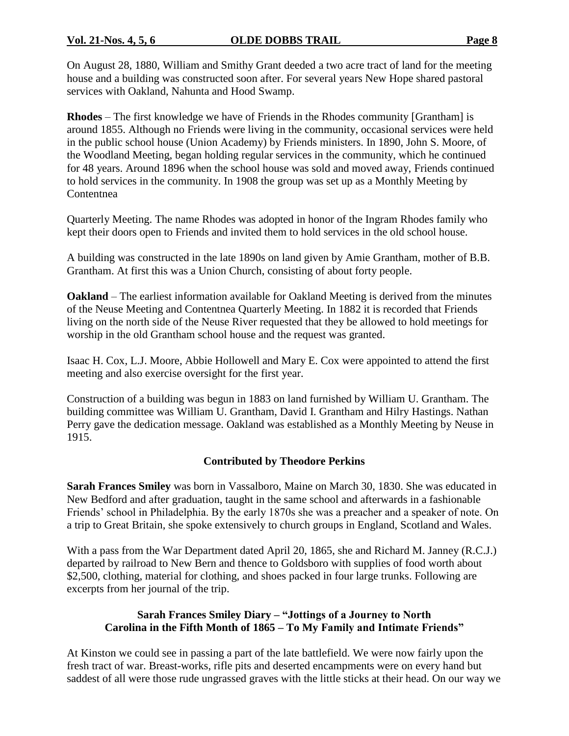On August 28, 1880, William and Smithy Grant deeded a two acre tract of land for the meeting house and a building was constructed soon after. For several years New Hope shared pastoral services with Oakland, Nahunta and Hood Swamp.

**Rhodes** – The first knowledge we have of Friends in the Rhodes community [Grantham] is around 1855. Although no Friends were living in the community, occasional services were held in the public school house (Union Academy) by Friends ministers. In 1890, John S. Moore, of the Woodland Meeting, began holding regular services in the community, which he continued for 48 years. Around 1896 when the school house was sold and moved away, Friends continued to hold services in the community. In 1908 the group was set up as a Monthly Meeting by Contentnea

Quarterly Meeting. The name Rhodes was adopted in honor of the Ingram Rhodes family who kept their doors open to Friends and invited them to hold services in the old school house.

A building was constructed in the late 1890s on land given by Amie Grantham, mother of B.B. Grantham. At first this was a Union Church, consisting of about forty people.

**Oakland** – The earliest information available for Oakland Meeting is derived from the minutes of the Neuse Meeting and Contentnea Quarterly Meeting. In 1882 it is recorded that Friends living on the north side of the Neuse River requested that they be allowed to hold meetings for worship in the old Grantham school house and the request was granted.

Isaac H. Cox, L.J. Moore, Abbie Hollowell and Mary E. Cox were appointed to attend the first meeting and also exercise oversight for the first year.

Construction of a building was begun in 1883 on land furnished by William U. Grantham. The building committee was William U. Grantham, David I. Grantham and Hilry Hastings. Nathan Perry gave the dedication message. Oakland was established as a Monthly Meeting by Neuse in 1915.

**Contributed by Theodore Perkins**

**Sarah Frances Smiley** was born in Vassalboro, Maine on March 30, 1830. She was educated in New Bedford and after graduation, taught in the same school and afterwards in a fashionable Friends' school in Philadelphia. By the early 1870s she was a preacher and a speaker of note. On a trip to Great Britain, she spoke extensively to church groups in England, Scotland and Wales.

With a pass from the War Department dated April 20, 1865, she and Richard M. Janney (R.C.J.) departed by railroad to New Bern and thence to Goldsboro with supplies of food worth about $2,500, clothing, material for clothing, and shoes packed in four large trunks. Following are excerpts from her journal of the trip.

### Sarah Frances Smiley Diary – "Jottings of a Journey to North Carolina in the Fifth Month of 1865 – To My Family and Intimate Friends"

At Kinston we could see in passing a part of the late battlefield. We were now fairly upon the fresh tract of war. Breast-works, rifle pits and deserted encampments were on every hand but saddest of all were those rude ungrassed graves with the little sticks at their head. On our way we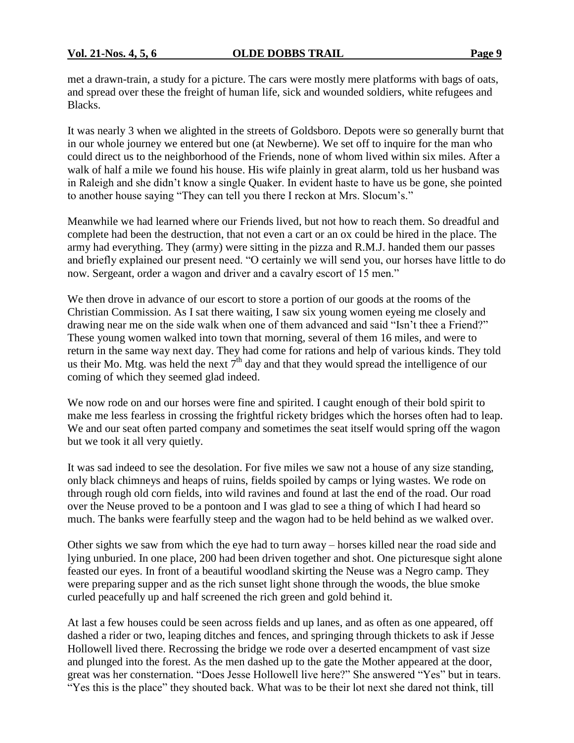met a drawn-train, a study for a picture. The cars were mostly mere platforms with bags of oats, and spread over these the freight of human life, sick and wounded soldiers, white refugees and Blacks.

It was nearly 3 when we alighted in the streets of Goldsboro. Depots were so generally burnt that in our whole journey we entered but one (at Newberne). We set off to inquire for the man who could direct us to the neighborhood of the Friends, none of whom lived within six miles. After a walk of half a mile we found his house. His wife plainly in great alarm, told us her husband was in Raleigh and she didn't know a single Quaker. In evident haste to have us be gone, she pointed to another house saying "They can tell you there I reckon at Mrs. Slocum's."

Meanwhile we had learned where our Friends lived, but not how to reach them. So dreadful and complete had been the destruction, that not even a cart or an ox could be hired in the place. The army had everything. They (army) were sitting in the pizza and R.M.J. handed them our passes and briefly explained our present need. "O certainly we will send you, our horses have little to do now. Sergeant, order a wagon and driver and a cavalry escort of 15 men."

We then drove in advance of our escort to store a portion of our goods at the rooms of the Christian Commission. As I sat there waiting, I saw six young women eyeing me closely and drawing near me on the side walk when one of them advanced and said "Isn't thee a Friend?" These young women walked into town that morning, several of them 16 miles, and were to return in the same way next day. They had come for rations and help of various kinds. They told us their Mo. Mtg. was held the next 7th day and that they would spread the intelligence of our coming of which they seemed glad indeed.

We now rode on and our horses were fine and spirited. I caught enough of their bold spirit to make me less fearless in crossing the frightful rickety bridges which the horses often had to leap. We and our seat often parted company and sometimes the seat itself would spring off the wagon but we took it all very quietly.

It was sad indeed to see the desolation. For five miles we saw not a house of any size standing, only black chimneys and heaps of ruins, fields spoiled by camps or lying wastes. We rode on through rough old corn fields, into wild ravines and found at last the end of the road. Our road over the Neuse proved to be a pontoon and I was glad to see a thing of which I had heard so much. The banks were fearfully steep and the wagon had to be held behind as we walked over.

Other sights we saw from which the eye had to turn away – horses killed near the road side and lying unburied. In one place, 200 had been driven together and shot. One picturesque sight alone feasted our eyes. In front of a beautiful woodland skirting the Neuse was a Negro camp. They were preparing supper and as the rich sunset light shone through the woods, the blue smoke curled peacefully up and half screened the rich green and gold behind it.

At last a few houses could be seen across fields and up lanes, and as often as one appeared, off dashed a rider or two, leaping ditches and fences, and springing through thickets to ask if Jesse Hollowell lived there. Recrossing the bridge we rode over a deserted encampment of vast size and plunged into the forest. As the men dashed up to the gate the Mother appeared at the door, great was her consternation. "Does Jesse Hollowell live here?" She answered "Yes" but in tears. "Yes this is the place" they shouted back. What was to be their lot next she dared not think, till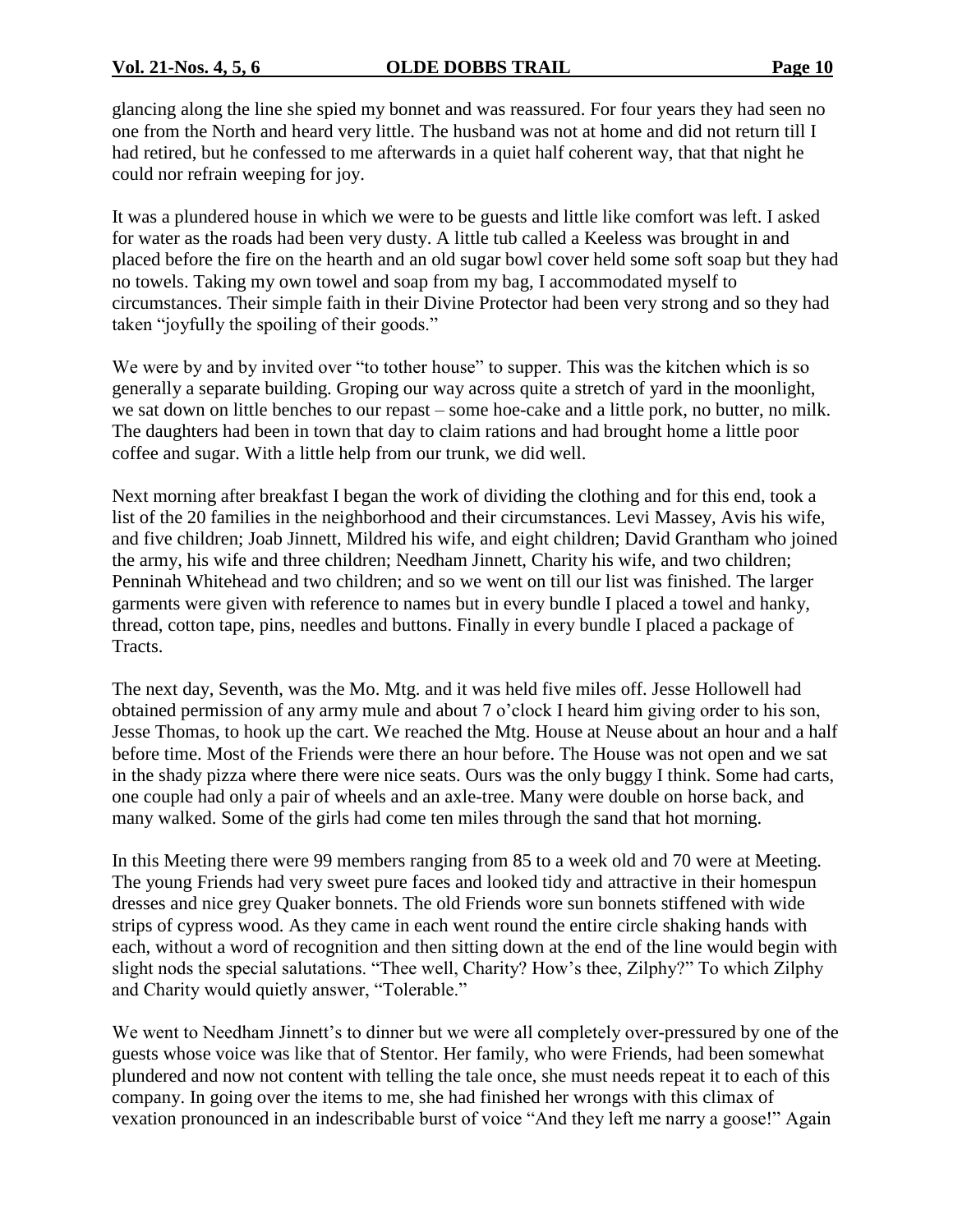glancing along the line she spied my bonnet and was reassured. For four years they had seen no one from the North and heard very little. The husband was not at home and did not return till I had retired, but he confessed to me afterwards in a quiet half coherent way, that that night he could nor refrain weeping for joy.

It was a plundered house in which we were to be guests and little like comfort was left. I asked for water as the roads had been very dusty. A little tub called a Keeless was brought in and placed before the fire on the hearth and an old sugar bowl cover held some soft soap but they had no towels. Taking my own towel and soap from my bag, I accommodated myself to circumstances. Their simple faith in their Divine Protector had been very strong and so they had taken "joyfully the spoiling of their goods."

We were by and by invited over "to tother house" to supper. This was the kitchen which is so generally a separate building. Groping our way across quite a stretch of yard in the moonlight, we sat down on little benches to our repast – some hoe-cake and a little pork, no butter, no milk. The daughters had been in town that day to claim rations and had brought home a little poor coffee and sugar. With a little help from our trunk, we did well.

Next morning after breakfast I began the work of dividing the clothing and for this end, took a list of the 20 families in the neighborhood and their circumstances. Levi Massey, Avis his wife, and five children; Joab Jinnett, Mildred his wife, and eight children; David Grantham who joined the army, his wife and three children; Needham Jinnett, Charity his wife, and two children; Penninah Whitehead and two children; and so we went on till our list was finished. The larger garments were given with reference to names but in every bundle I placed a towel and hanky, thread, cotton tape, pins, needles and buttons. Finally in every bundle I placed a package of Tracts.

The next day, Seventh, was the Mo. Mtg. and it was held five miles off. Jesse Hollowell had obtained permission of any army mule and about 7 o'clock I heard him giving order to his son, Jesse Thomas, to hook up the cart. We reached the Mtg. House at Neuse about an hour and a half before time. Most of the Friends were there an hour before. The House was not open and we sat in the shady pizza where there were nice seats. Ours was the only buggy I think. Some had carts, one couple had only a pair of wheels and an axle-tree. Many were double on horse back, and many walked. Some of the girls had come ten miles through the sand that hot morning.

In this Meeting there were 99 members ranging from 85 to a week old and 70 were at Meeting. The young Friends had very sweet pure faces and looked tidy and attractive in their homespun dresses and nice grey Quaker bonnets. The old Friends wore sun bonnets stiffened with wide strips of cypress wood. As they came in each went round the entire circle shaking hands with each, without a word of recognition and then sitting down at the end of the line would begin with slight nods the special salutations. "Thee well, Charity? How's thee, Zilphy?" To which Zilphy and Charity would quietly answer, "Tolerable."

We went to Needham Jinnett's to dinner but we were all completely over-pressured by one of the guests whose voice was like that of Stentor. Her family, who were Friends, had been somewhat plundered and now not content with telling the tale once, she must needs repeat it to each of this company. In going over the items to me, she had finished her wrongs with this climax of vexation pronounced in an indescribable burst of voice "And they left me narry a goose!" Again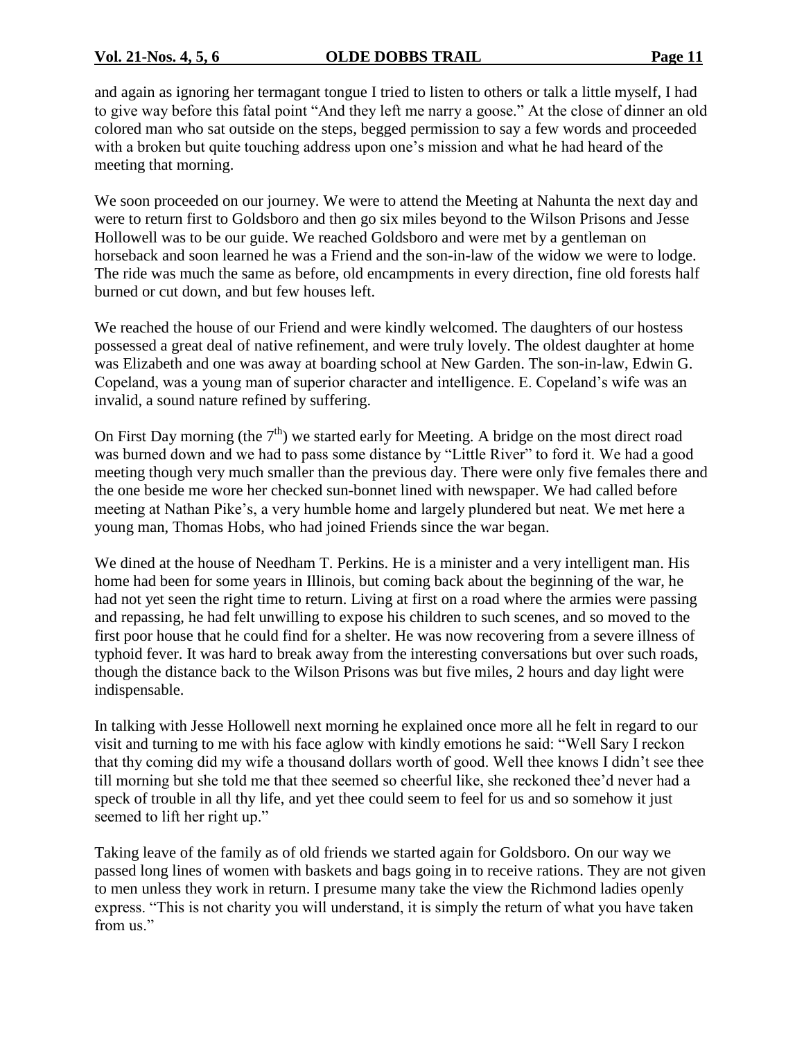and again as ignoring her termagant tongue I tried to listen to others or talk a little myself, I had to give way before this fatal point "And they left me narry a goose." At the close of dinner an old colored man who sat outside on the steps, begged permission to say a few words and proceeded with a broken but quite touching address upon one's mission and what he had heard of the meeting that morning.

We soon proceeded on our journey. We were to attend the Meeting at Nahunta the next day and were to return first to Goldsboro and then go six miles beyond to the Wilson Prisons and Jesse Hollowell was to be our guide. We reached Goldsboro and were met by a gentleman on horseback and soon learned he was a Friend and the son-in-law of the widow we were to lodge. The ride was much the same as before, old encampments in every direction, fine old forests half burned or cut down, and but few houses left.

We reached the house of our Friend and were kindly welcomed. The daughters of our hostess possessed a great deal of native refinement, and were truly lovely. The oldest daughter at home was Elizabeth and one was away at boarding school at New Garden. The son-in-law, Edwin G. Copeland, was a young man of superior character and intelligence. E. Copeland's wife was an invalid, a sound nature refined by suffering.

On First Day morning (the 7th) we started early for Meeting. A bridge on the most direct road was burned down and we had to pass some distance by "Little River" to ford it. We had a good meeting though very much smaller than the previous day. There were only five females there and the one beside me wore her checked sun-bonnet lined with newspaper. We had called before meeting at Nathan Pike's, a very humble home and largely plundered but neat. We met here a young man, Thomas Hobs, who had joined Friends since the war began.

We dined at the house of Needham T. Perkins. He is a minister and a very intelligent man. His home had been for some years in Illinois, but coming back about the beginning of the war, he had not yet seen the right time to return. Living at first on a road where the armies were passing and repassing, he had felt unwilling to expose his children to such scenes, and so moved to the first poor house that he could find for a shelter. He was now recovering from a severe illness of typhoid fever. It was hard to break away from the interesting conversations but over such roads, though the distance back to the Wilson Prisons was but five miles, 2 hours and day light were indispensable.

In talking with Jesse Hollowell next morning he explained once more all he felt in regard to our visit and turning to me with his face aglow with kindly emotions he said: "Well Sary I reckon that thy coming did my wife a thousand dollars worth of good. Well thee knows I didn't see thee till morning but she told me that thee seemed so cheerful like, she reckoned thee'd never had a speck of trouble in all thy life, and yet thee could seem to feel for us and so somehow it just seemed to lift her right up."

Taking leave of the family as of old friends we started again for Goldsboro. On our way we passed long lines of women with baskets and bags going in to receive rations. They are not given to men unless they work in return. I presume many take the view the Richmond ladies openly express. "This is not charity you will understand, it is simply the return of what you have taken from us."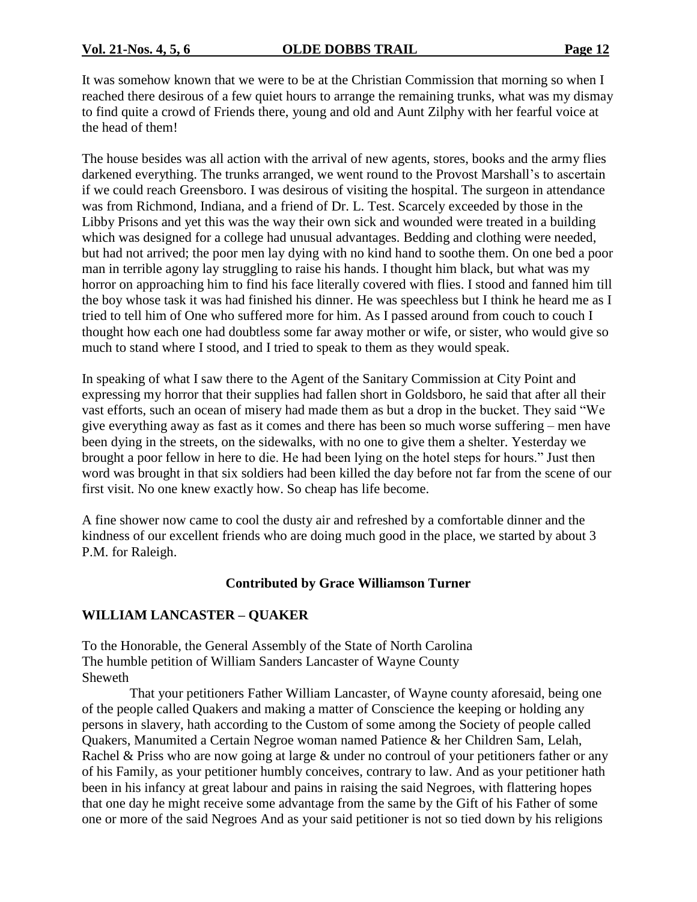It was somehow known that we were to be at the Christian Commission that morning so when I reached there desirous of a few quiet hours to arrange the remaining trunks, what was my dismay to find quite a crowd of Friends there, young and old and Aunt Zilphy with her fearful voice at the head of them!

The house besides was all action with the arrival of new agents, stores, books and the army flies darkened everything. The trunks arranged, we went round to the Provost Marshall's to ascertain if we could reach Greensboro. I was desirous of visiting the hospital. The surgeon in attendance was from Richmond, Indiana, and a friend of Dr. L. Test. Scarcely exceeded by those in the Libby Prisons and yet this was the way their own sick and wounded were treated in a building which was designed for a college had unusual advantages. Bedding and clothing were needed, but had not arrived; the poor men lay dying with no kind hand to soothe them. On one bed a poor man in terrible agony lay struggling to raise his hands. I thought him black, but what was my horror on approaching him to find his face literally covered with flies. I stood and fanned him till the boy whose task it was had finished his dinner. He was speechless but I think he heard me as I tried to tell him of One who suffered more for him. As I passed around from couch to couch I thought how each one had doubtless some far away mother or wife, or sister, who would give so much to stand where I stood, and I tried to speak to them as they would speak.

In speaking of what I saw there to the Agent of the Sanitary Commission at City Point and expressing my horror that their supplies had fallen short in Goldsboro, he said that after all their vast efforts, such an ocean of misery had made them as but a drop in the bucket. They said "We give everything away as fast as it comes and there has been so much worse suffering – men have been dying in the streets, on the sidewalks, with no one to give them a shelter. Yesterday we brought a poor fellow in here to die. He had been lying on the hotel steps for hours." Just then word was brought in that six soldiers had been killed the day before not far from the scene of our first visit. No one knew exactly how. So cheap has life become.

A fine shower now came to cool the dusty air and refreshed by a comfortable dinner and the kindness of our excellent friends who are doing much good in the place, we started by about 3 P.M. for Raleigh.

**Contributed by Grace Williamson Turner**

## WILLIAM LANCASTER – QUAKER

To the Honorable, the General Assembly of the State of North Carolina
The humble petition of William Sanders Lancaster of Wayne County
Sheweth

That your petitioners Father William Lancaster, of Wayne county aforesaid, being one of the people called Quakers and making a matter of Conscience the keeping or holding any persons in slavery, hath according to the Custom of some among the Society of people called Quakers, Manumited a Certain Negroe woman named Patience & her Children Sam, Lelah, Rachel & Priss who are now going at large & under no controul of your petitioners father or any of his Family, as your petitioner humbly conceives, contrary to law. And as your petitioner hath been in his infancy at great labour and pains in raising the said Negroes, with flattering hopes that one day he might receive some advantage from the same by the Gift of his Father of some one or more of the said Negroes And as your said petitioner is not so tied down by his religions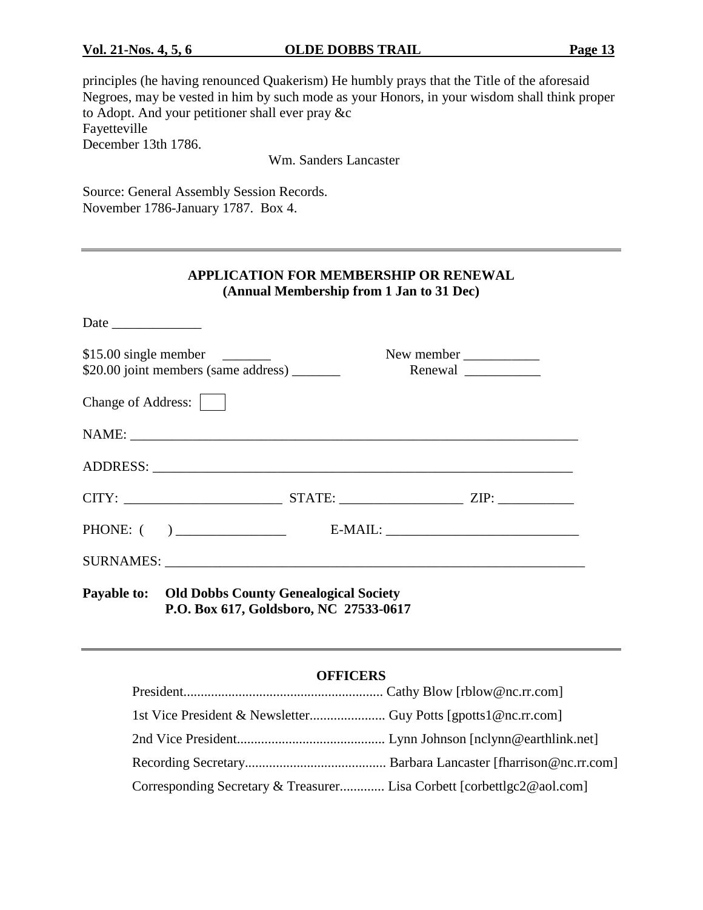principles (he having renounced Quakerism) He humbly prays that the Title of the aforesaid Negroes, may be vested in him by such mode as your Honors, in your wisdom shall think proper to Adopt. And your petitioner shall ever pray &c
Fayetteville
December 13th 1786.

Wm. Sanders Lancaster

Source: General Assembly Session Records.
November 1786-January 1787. Box 4.

---

## APPLICATION FOR MEMBERSHIP OR RENEWAL
**(Annual Membership from 1 Jan to 31 Dec)**

Date _____________

$15.00 single member _______ New member ___________
$20.00 joint members (same address) _______ Renewal ___________

Change of Address: [ ]

NAME: ________________________________________________________________

ADDRESS: _____________________________________________________________

CITY: ______________________ STATE: _________________ ZIP: ___________

PHONE: ( ) ________________ E-MAIL: ___________________________

SURNAMES: ____________________________________________________________

**Payable to: Old Dobbs County Genealogical Society**
**P.O. Box 617, Goldsboro, NC 27533-0617**

---

## OFFICERS

President.......................................................... Cathy Blow [rblow@nc.rr.com]
1st Vice President & Newsletter...................... Guy Potts [gpotts1@nc.rr.com]
2nd Vice President........................................... Lynn Johnson [nclynn@earthlink.net]
Recording Secretary......................................... Barbara Lancaster [fharrison@nc.rr.com]
Corresponding Secretary & Treasurer............. Lisa Corbett [corbettlgc2@aol.com]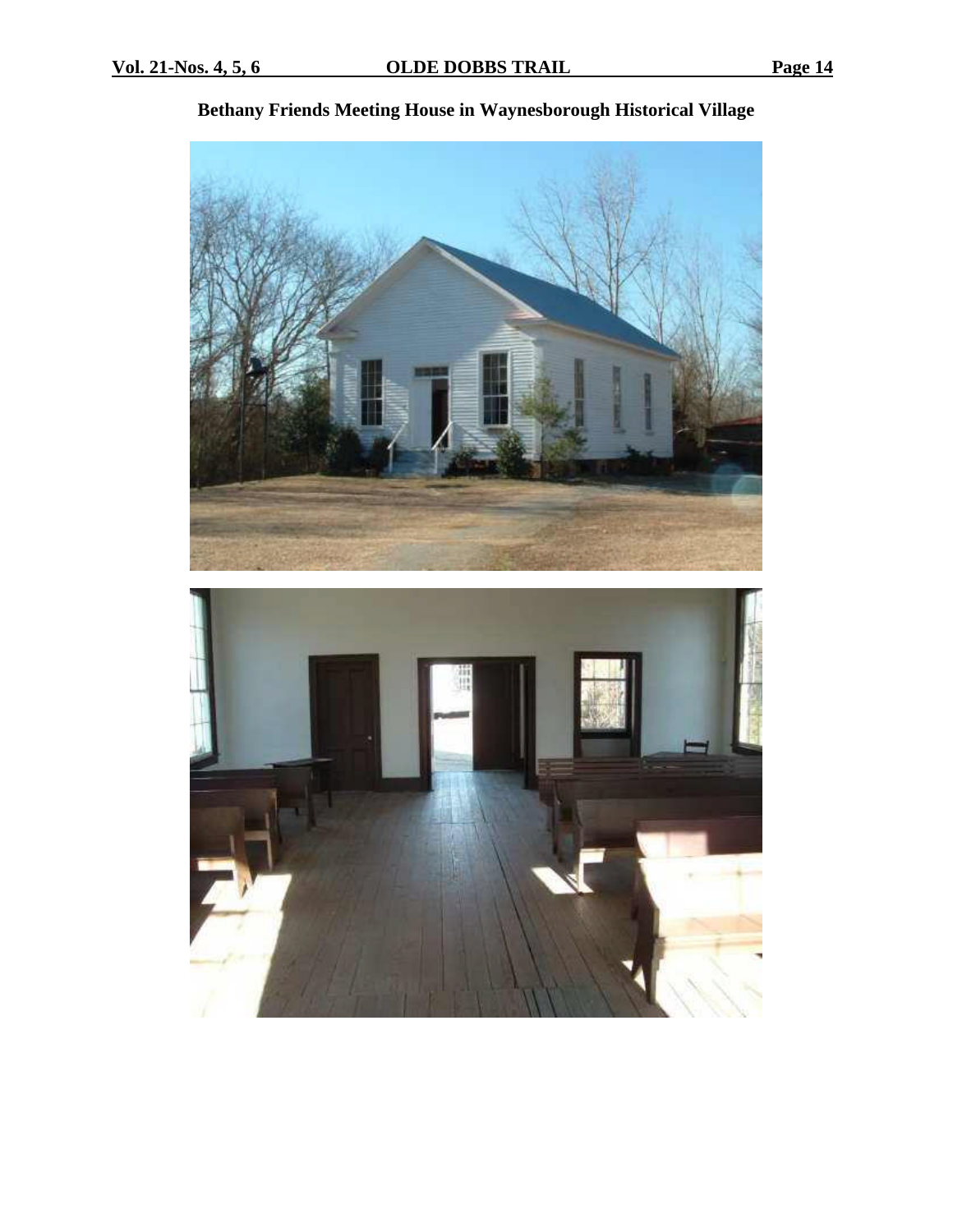**Bethany Friends Meeting House in Waynesborough Historical Village**